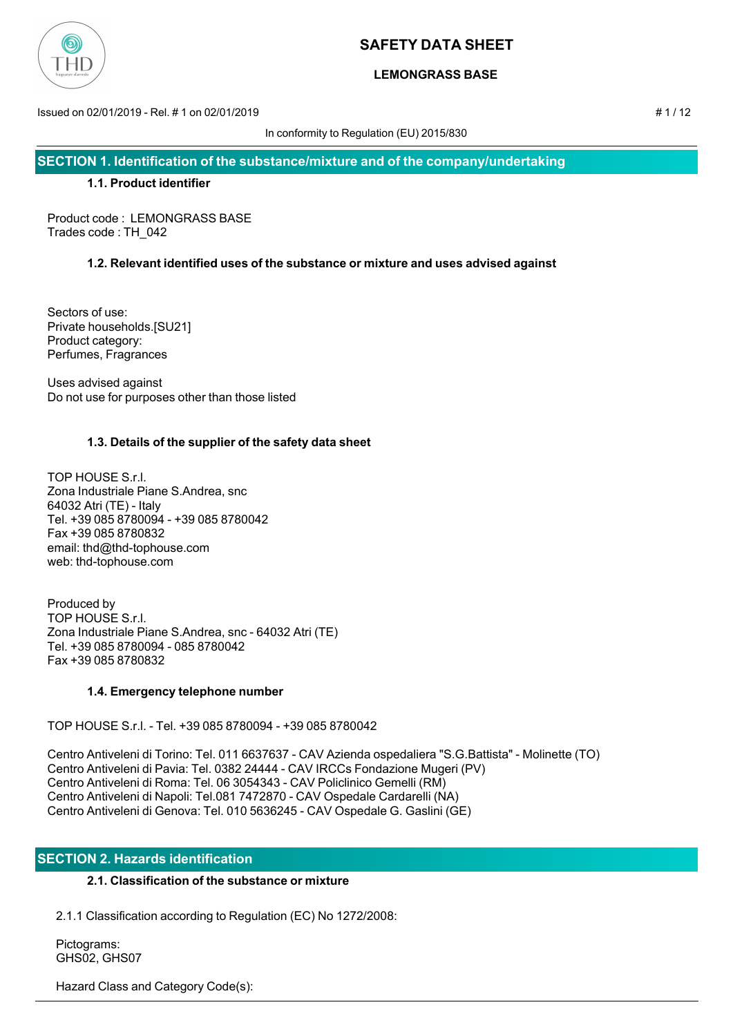# SAFETY DATA SHEET

**LEMONGRASS BASE**

Issued on 02/01/2019 - Rel. # 1 on 02/01/2019

In conformity to Regulation (EU) 2015/830

## SECTION 1. Identification of the substance/mixture and of the company/undertaking

### 1.1. Product identifier

Product code : LEMONGRASS BASE
Trades code : TH_042

### 1.2. Relevant identified uses of the substance or mixture and uses advised against

Sectors of use:
Private households.[SU21]
Product category:
Perfumes, Fragrances

Uses advised against
Do not use for purposes other than those listed

### 1.3. Details of the supplier of the safety data sheet

TOP HOUSE S.r.l.
Zona Industriale Piane S.Andrea, snc
64032 Atri (TE) - Italy
Tel. +39 085 8780094 - +39 085 8780042
Fax +39 085 8780832
email: thd@thd-tophouse.com
web: thd-tophouse.com

Produced by
TOP HOUSE S.r.l.
Zona Industriale Piane S.Andrea, snc - 64032 Atri (TE)
Tel. +39 085 8780094 - 085 8780042
Fax +39 085 8780832

### 1.4. Emergency telephone number

TOP HOUSE S.r.l. - Tel. +39 085 8780094 - +39 085 8780042

Centro Antiveleni di Torino: Tel. 011 6637637 - CAV Azienda ospedaliera "S.G.Battista" - Molinette (TO)
Centro Antiveleni di Pavia: Tel. 0382 24444 - CAV IRCCs Fondazione Mugeri (PV)
Centro Antiveleni di Roma: Tel. 06 3054343 - CAV Policlinico Gemelli (RM)
Centro Antiveleni di Napoli: Tel.081 7472870 - CAV Ospedale Cardarelli (NA)
Centro Antiveleni di Genova: Tel. 010 5636245 - CAV Ospedale G. Gaslini (GE)

## SECTION 2. Hazards identification

### 2.1. Classification of the substance or mixture

2.1.1 Classification according to Regulation (EC) No 1272/2008:

Pictograms:
GHS02, GHS07

Hazard Class and Category Code(s):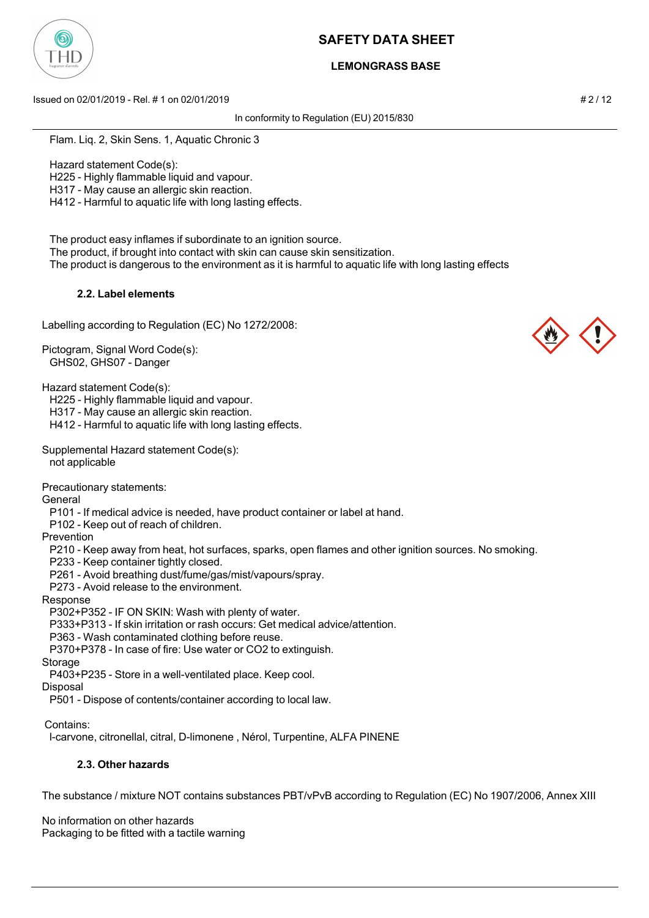Flam. Liq. 2, Skin Sens. 1, Aquatic Chronic 3

Hazard statement Code(s):
H225 - Highly flammable liquid and vapour.
H317 - May cause an allergic skin reaction.
H412 - Harmful to aquatic life with long lasting effects.

The product easy inflames if subordinate to an ignition source.
The product, if brought into contact with skin can cause skin sensitization.
The product is dangerous to the environment as it is harmful to aquatic life with long lasting effects

### 2.2. Label elements

Labelling according to Regulation (EC) No 1272/2008:

Pictogram, Signal Word Code(s):
GHS02, GHS07 - Danger

Hazard statement Code(s):
H225 - Highly flammable liquid and vapour.
H317 - May cause an allergic skin reaction.
H412 - Harmful to aquatic life with long lasting effects.

Supplemental Hazard statement Code(s):
not applicable

Precautionary statements:

General
P101 - If medical advice is needed, have product container or label at hand.
P102 - Keep out of reach of children.

Prevention
P210 - Keep away from heat, hot surfaces, sparks, open flames and other ignition sources. No smoking.
P233 - Keep container tightly closed.
P261 - Avoid breathing dust/fume/gas/mist/vapours/spray.
P273 - Avoid release to the environment.

Response
P302+P352 - IF ON SKIN: Wash with plenty of water.
P333+P313 - If skin irritation or rash occurs: Get medical advice/attention.
P363 - Wash contaminated clothing before reuse.
P370+P378 - In case of fire: Use water or CO2 to extinguish.

Storage
P403+P235 - Store in a well-ventilated place. Keep cool.

Disposal
P501 - Dispose of contents/container according to local law.

Contains:
l-carvone, citronellal, citral, D-limonene , Nérol, Turpentine, ALFA PINENE

### 2.3. Other hazards

The substance / mixture NOT contains substances PBT/vPvB according to Regulation (EC) No 1907/2006, Annex XIII

No information on other hazards
Packaging to be fitted with a tactile warning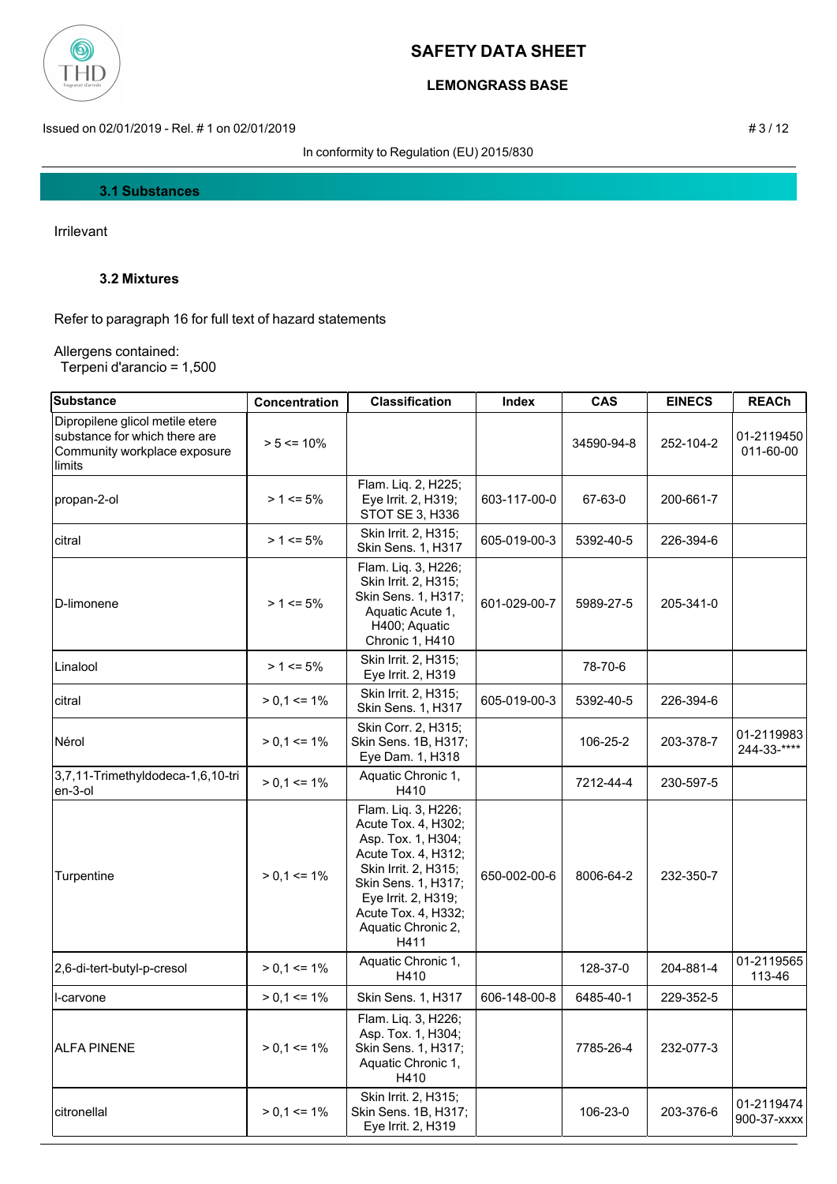### 3.1 Substances

Irrilevant

### 3.2 Mixtures

Refer to paragraph 16 for full text of hazard statements

Allergens contained:
Terpeni d'arancio = 1,500

| Substance | Concentration | Classification | Index | CAS | EINECS | REACh |
|---|---|---|---|---|---|---|
| Dipropilene glicol metile etere substance for which there are Community workplace exposure limits | > 5 <= 10% | | | 34590-94-8 | 252-104-2 | 01-2119450011-60-00 |
| propan-2-ol | > 1 <= 5% | Flam. Liq. 2, H225; Eye Irrit. 2, H319; STOT SE 3, H336 | 603-117-00-0 | 67-63-0 | 200-661-7 | |
| citral | > 1 <= 5% | Skin Irrit. 2, H315; Skin Sens. 1, H317 | 605-019-00-3 | 5392-40-5 | 226-394-6 | |
| D-limonene | > 1 <= 5% | Flam. Liq. 3, H226; Skin Irrit. 2, H315; Skin Sens. 1, H317; Aquatic Acute 1, H400; Aquatic Chronic 1, H410 | 601-029-00-7 | 5989-27-5 | 205-341-0 | |
| Linalool | > 1 <= 5% | Skin Irrit. 2, H315; Eye Irrit. 2, H319 | | 78-70-6 | | |
| citral | > 0,1 <= 1% | Skin Irrit. 2, H315; Skin Sens. 1, H317 | 605-019-00-3 | 5392-40-5 | 226-394-6 | |
| Nérol | > 0,1 <= 1% | Skin Corr. 2, H315; Skin Sens. 1B, H317; Eye Dam. 1, H318 | | 106-25-2 | 203-378-7 | 01-2119983244-33-**** |
| 3,7,11-Trimethyldodeca-1,6,10-trien-3-ol | > 0,1 <= 1% | Aquatic Chronic 1, H410 | | 7212-44-4 | 230-597-5 | |
| Turpentine | > 0,1 <= 1% | Flam. Liq. 3, H226; Acute Tox. 4, H302; Asp. Tox. 1, H304; Acute Tox. 4, H312; Skin Irrit. 2, H315; Skin Sens. 1, H317; Eye Irrit. 2, H319; Acute Tox. 4, H332; Aquatic Chronic 2, H411 | 650-002-00-6 | 8006-64-2 | 232-350-7 | |
| 2,6-di-tert-butyl-p-cresol | > 0,1 <= 1% | Aquatic Chronic 1, H410 | | 128-37-0 | 204-881-4 | 01-2119565113-46 |
| l-carvone | > 0,1 <= 1% | Skin Sens. 1, H317 | 606-148-00-8 | 6485-40-1 | 229-352-5 | |
| ALFA PINENE | > 0,1 <= 1% | Flam. Liq. 3, H226; Asp. Tox. 1, H304; Skin Sens. 1, H317; Aquatic Chronic 1, H410 | | 7785-26-4 | 232-077-3 | |
| citronellal | > 0,1 <= 1% | Skin Irrit. 2, H315; Skin Sens. 1B, H317; Eye Irrit. 2, H319 | | 106-23-0 | 203-376-6 | 01-2119474900-37-xxxx |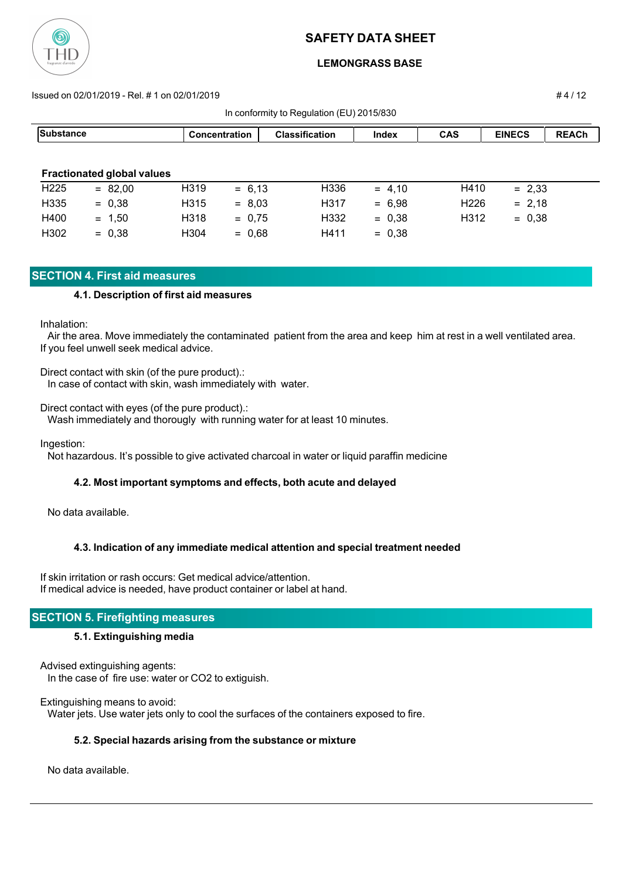| Substance | Concentration | Classification | Index | CAS | EINECS | REACh |
|---|---|---|---|---|---|---|

**Fractionated global values**

| | | | | | | | |
|---|---|---|---|---|---|---|---|
| H225 | = 82,00 | H319 | = 6,13 | H336 | = 4,10 | H410 | = 2,33 |
| H335 | = 0,38 | H315 | = 8,03 | H317 | = 6,98 | H226 | = 2,18 |
| H400 | = 1,50 | H318 | = 0,75 | H332 | = 0,38 | H312 | = 0,38 |
| H302 | = 0,38 | H304 | = 0,68 | H411 | = 0,38 | | |

## SECTION 4. First aid measures

### 4.1. Description of first aid measures

Inhalation:
Air the area. Move immediately the contaminated patient from the area and keep him at rest in a well ventilated area. If you feel unwell seek medical advice.

Direct contact with skin (of the pure product).:
In case of contact with skin, wash immediately with water.

Direct contact with eyes (of the pure product).:
Wash immediately and thorougly with running water for at least 10 minutes.

Ingestion:
Not hazardous. It's possible to give activated charcoal in water or liquid paraffin medicine

### 4.2. Most important symptoms and effects, both acute and delayed

No data available.

### 4.3. Indication of any immediate medical attention and special treatment needed

If skin irritation or rash occurs: Get medical advice/attention.
If medical advice is needed, have product container or label at hand.

## SECTION 5. Firefighting measures

### 5.1. Extinguishing media

Advised extinguishing agents:
In the case of fire use: water or CO2 to extiguish.

Extinguishing means to avoid:
Water jets. Use water jets only to cool the surfaces of the containers exposed to fire.

### 5.2. Special hazards arising from the substance or mixture

No data available.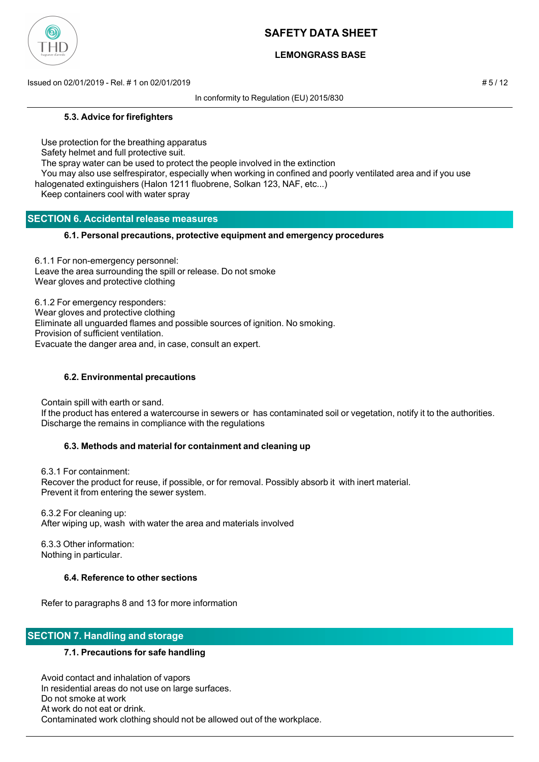### 5.3. Advice for firefighters

Use protection for the breathing apparatus
Safety helmet and full protective suit.
The spray water can be used to protect the people involved in the extinction
You may also use selfrespirator, especially when working in confined and poorly ventilated area and if you use halogenated extinguishers (Halon 1211 fluobrene, Solkan 123, NAF, etc...)
Keep containers cool with water spray

## SECTION 6. Accidental release measures

### 6.1. Personal precautions, protective equipment and emergency procedures

6.1.1 For non-emergency personnel:
Leave the area surrounding the spill or release. Do not smoke
Wear gloves and protective clothing

6.1.2 For emergency responders:
Wear gloves and protective clothing
Eliminate all unguarded flames and possible sources of ignition. No smoking.
Provision of sufficient ventilation.
Evacuate the danger area and, in case, consult an expert.

### 6.2. Environmental precautions

Contain spill with earth or sand.
If the product has entered a watercourse in sewers or has contaminated soil or vegetation, notify it to the authorities.
Discharge the remains in compliance with the regulations

### 6.3. Methods and material for containment and cleaning up

6.3.1 For containment:
Recover the product for reuse, if possible, or for removal. Possibly absorb it with inert material.
Prevent it from entering the sewer system.

6.3.2 For cleaning up:
After wiping up, wash with water the area and materials involved

6.3.3 Other information:
Nothing in particular.

### 6.4. Reference to other sections

Refer to paragraphs 8 and 13 for more information

## SECTION 7. Handling and storage

### 7.1. Precautions for safe handling

Avoid contact and inhalation of vapors
In residential areas do not use on large surfaces.
Do not smoke at work
At work do not eat or drink.
Contaminated work clothing should not be allowed out of the workplace.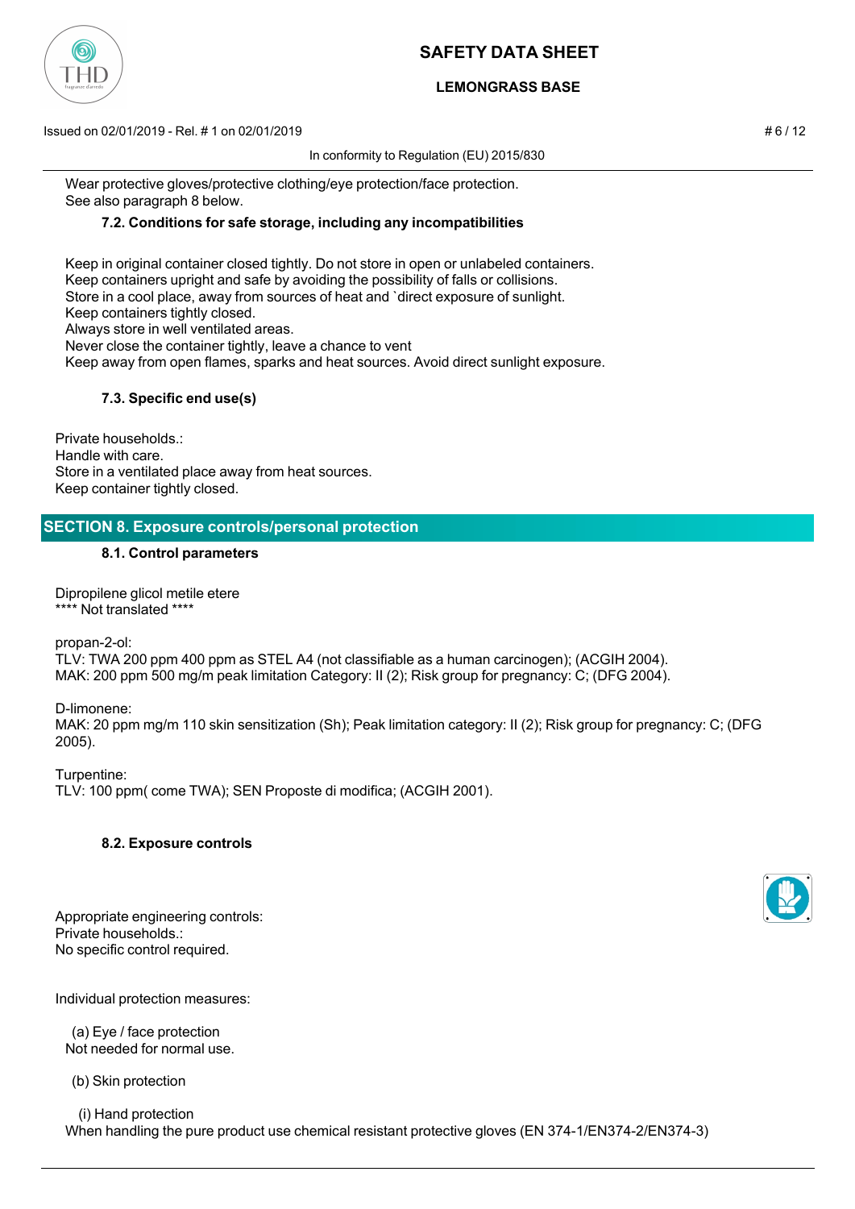Wear protective gloves/protective clothing/eye protection/face protection.
See also paragraph 8 below.

### 7.2. Conditions for safe storage, including any incompatibilities

Keep in original container closed tightly. Do not store in open or unlabeled containers.
Keep containers upright and safe by avoiding the possibility of falls or collisions.
Store in a cool place, away from sources of heat and `direct exposure of sunlight.
Keep containers tightly closed.
Always store in well ventilated areas.
Never close the container tightly, leave a chance to vent
Keep away from open flames, sparks and heat sources. Avoid direct sunlight exposure.

### 7.3. Specific end use(s)

Private households.:
Handle with care.
Store in a ventilated place away from heat sources.
Keep container tightly closed.

## SECTION 8. Exposure controls/personal protection

### 8.1. Control parameters

Dipropilene glicol metile etere
**** Not translated ****

propan-2-ol:
TLV: TWA 200 ppm 400 ppm as STEL A4 (not classifiable as a human carcinogen); (ACGIH 2004).
MAK: 200 ppm 500 mg/m peak limitation Category: II (2); Risk group for pregnancy: C; (DFG 2004).

D-limonene:
MAK: 20 ppm mg/m 110 skin sensitization (Sh); Peak limitation category: II (2); Risk group for pregnancy: C; (DFG 2005).

Turpentine:
TLV: 100 ppm( come TWA); SEN Proposte di modifica; (ACGIH 2001).

### 8.2. Exposure controls

Appropriate engineering controls:
Private households.:
No specific control required.

Individual protection measures:

(a) Eye / face protection
Not needed for normal use.

(b) Skin protection

(i) Hand protection
When handling the pure product use chemical resistant protective gloves (EN 374-1/EN374-2/EN374-3)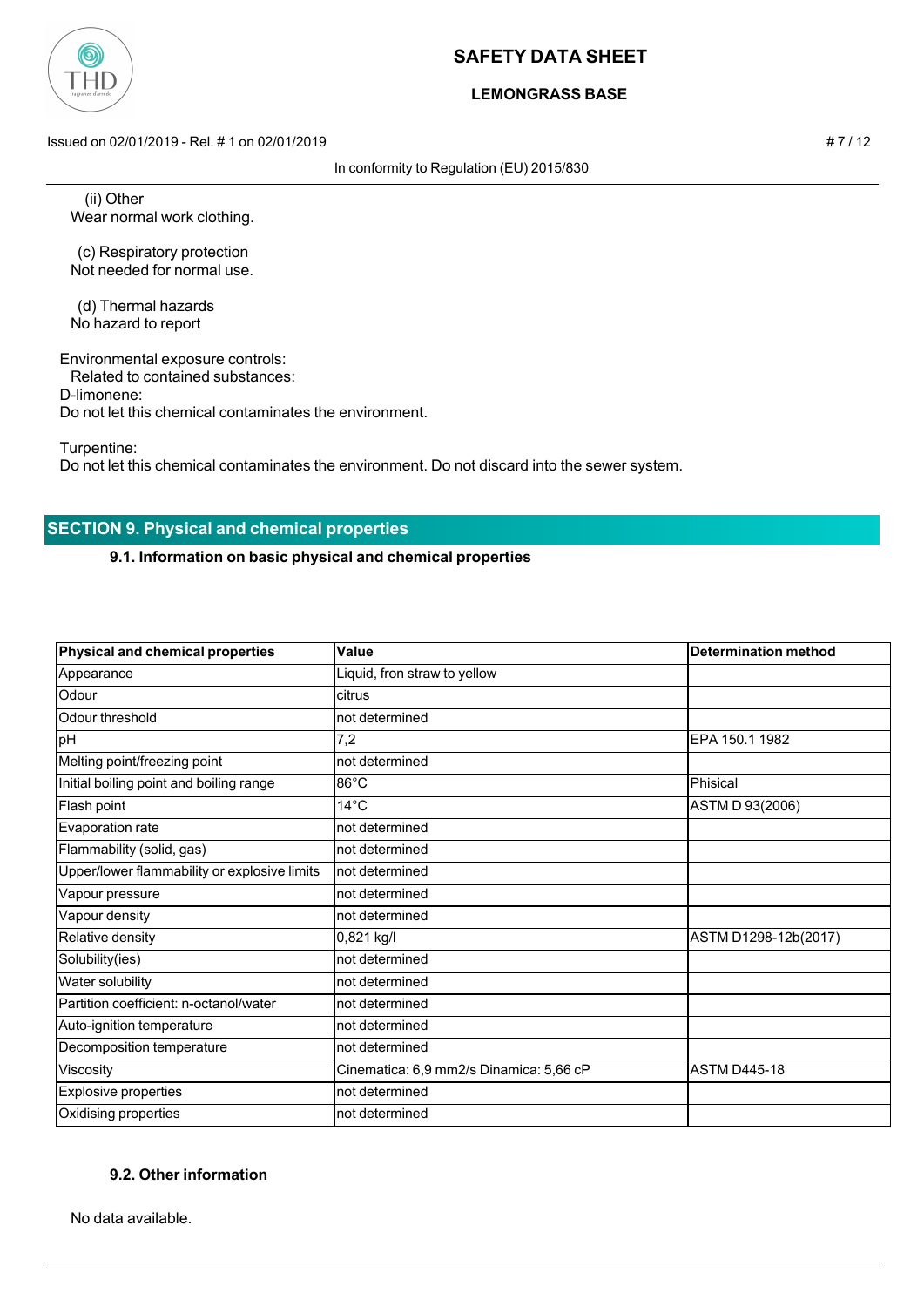(ii) Other
Wear normal work clothing.

(c) Respiratory protection
Not needed for normal use.

(d) Thermal hazards
No hazard to report

Environmental exposure controls:
Related to contained substances:
D-limonene:
Do not let this chemical contaminates the environment.

Turpentine:
Do not let this chemical contaminates the environment. Do not discard into the sewer system.

## SECTION 9. Physical and chemical properties

### 9.1. Information on basic physical and chemical properties

| Physical and chemical properties | Value | Determination method |
|---|---|---|
| Appearance | Liquid, fron straw to yellow | |
| Odour | citrus | |
| Odour threshold | not determined | |
| pH | 7,2 | EPA 150.1 1982 |
| Melting point/freezing point | not determined | |
| Initial boiling point and boiling range | 86°C | Phisical |
| Flash point | 14°C | ASTM D 93(2006) |
| Evaporation rate | not determined | |
| Flammability (solid, gas) | not determined | |
| Upper/lower flammability or explosive limits | not determined | |
| Vapour pressure | not determined | |
| Vapour density | not determined | |
| Relative density | 0,821 kg/l | ASTM D1298-12b(2017) |
| Solubility(ies) | not determined | |
| Water solubility | not determined | |
| Partition coefficient: n-octanol/water | not determined | |
| Auto-ignition temperature | not determined | |
| Decomposition temperature | not determined | |
| Viscosity | Cinematica: 6,9 mm2/s Dinamica: 5,66 cP | ASTM D445-18 |
| Explosive properties | not determined | |
| Oxidising properties | not determined | |

### 9.2. Other information

No data available.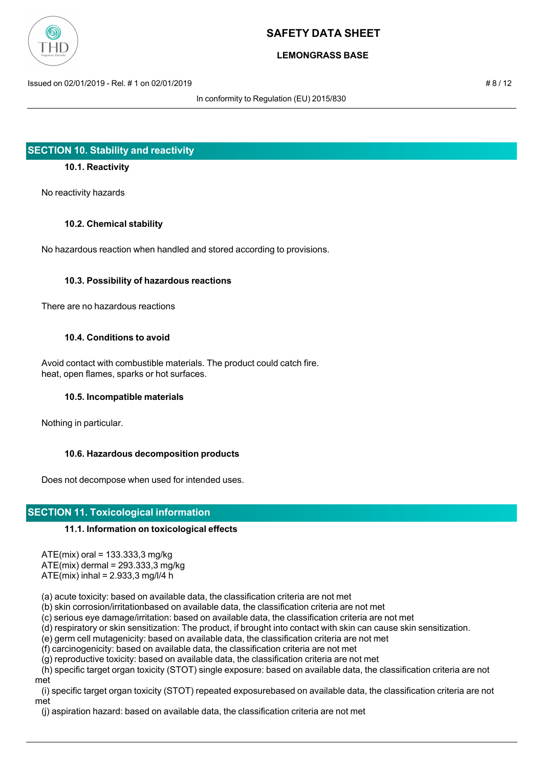## SECTION 10. Stability and reactivity

### 10.1. Reactivity

No reactivity hazards

### 10.2. Chemical stability

No hazardous reaction when handled and stored according to provisions.

### 10.3. Possibility of hazardous reactions

There are no hazardous reactions

### 10.4. Conditions to avoid

Avoid contact with combustible materials. The product could catch fire.
heat, open flames, sparks or hot surfaces.

### 10.5. Incompatible materials

Nothing in particular.

### 10.6. Hazardous decomposition products

Does not decompose when used for intended uses.

## SECTION 11. Toxicological information

### 11.1. Information on toxicological effects

ATE(mix) oral = 133.333,3 mg/kg
ATE(mix) dermal = 293.333,3 mg/kg
ATE(mix) inhal = 2.933,3 mg/l/4 h

(a) acute toxicity: based on available data, the classification criteria are not met
(b) skin corrosion/irritationbased on available data, the classification criteria are not met
(c) serious eye damage/irritation: based on available data, the classification criteria are not met
(d) respiratory or skin sensitization: The product, if brought into contact with skin can cause skin sensitization.
(e) germ cell mutagenicity: based on available data, the classification criteria are not met
(f) carcinogenicity: based on available data, the classification criteria are not met
(g) reproductive toxicity: based on available data, the classification criteria are not met
(h) specific target organ toxicity (STOT) single exposure: based on available data, the classification criteria are not met
(i) specific target organ toxicity (STOT) repeated exposurebased on available data, the classification criteria are not met
(j) aspiration hazard: based on available data, the classification criteria are not met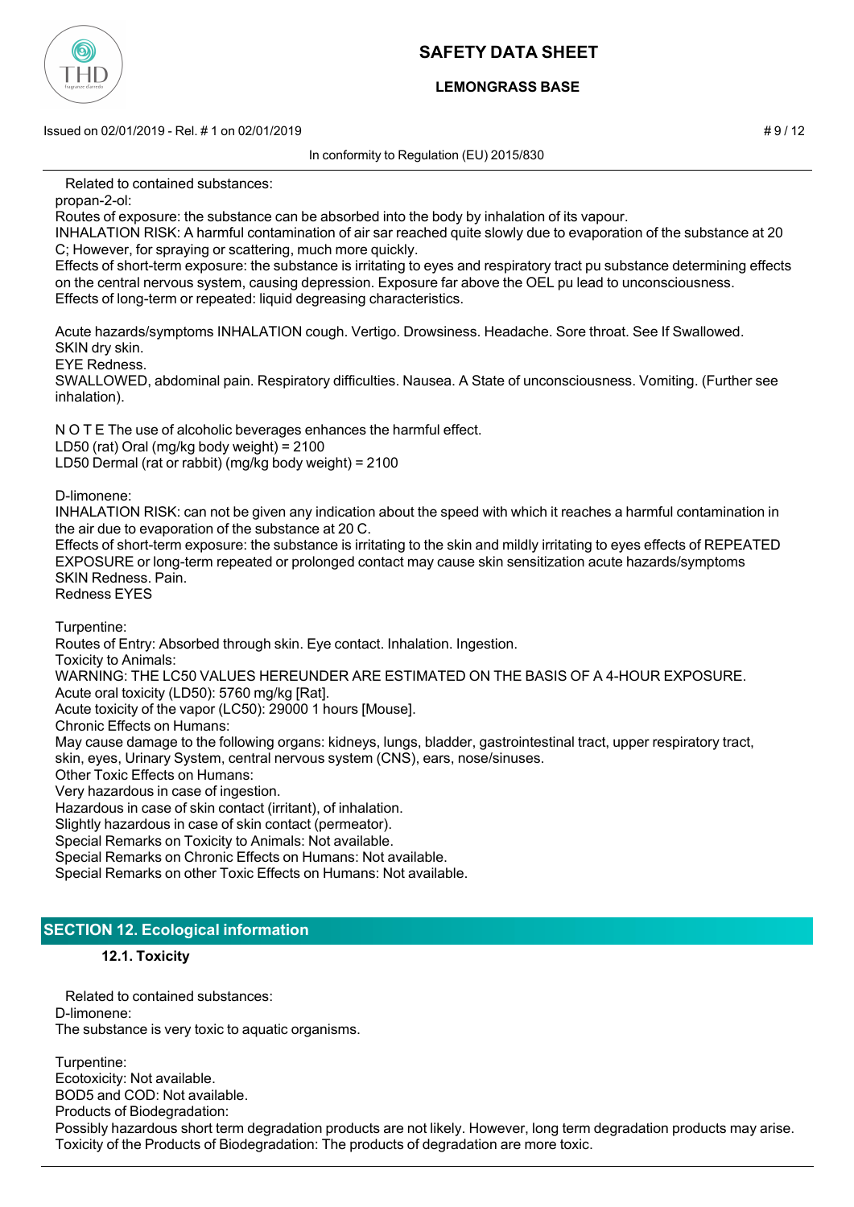Related to contained substances:

propan-2-ol:

Routes of exposure: the substance can be absorbed into the body by inhalation of its vapour.

INHALATION RISK: A harmful contamination of air sar reached quite slowly due to evaporation of the substance at 20 C; However, for spraying or scattering, much more quickly.

Effects of short-term exposure: the substance is irritating to eyes and respiratory tract pu substance determining effects on the central nervous system, causing depression. Exposure far above the OEL pu lead to unconsciousness.

Effects of long-term or repeated: liquid degreasing characteristics.

Acute hazards/symptoms INHALATION cough. Vertigo. Drowsiness. Headache. Sore throat. See If Swallowed.

SKIN dry skin.

EYE Redness.

SWALLOWED, abdominal pain. Respiratory difficulties. Nausea. A State of unconsciousness. Vomiting. (Further see inhalation).

N O T E The use of alcoholic beverages enhances the harmful effect.

LD50 (rat) Oral (mg/kg body weight) = 2100

LD50 Dermal (rat or rabbit) (mg/kg body weight) = 2100

D-limonene:

INHALATION RISK: can not be given any indication about the speed with which it reaches a harmful contamination in the air due to evaporation of the substance at 20 C.

Effects of short-term exposure: the substance is irritating to the skin and mildly irritating to eyes effects of REPEATED EXPOSURE or long-term repeated or prolonged contact may cause skin sensitization acute hazards/symptoms SKIN Redness. Pain.

Redness EYES

Turpentine:

Routes of Entry: Absorbed through skin. Eye contact. Inhalation. Ingestion.

Toxicity to Animals:

WARNING: THE LC50 VALUES HEREUNDER ARE ESTIMATED ON THE BASIS OF A 4-HOUR EXPOSURE.

Acute oral toxicity (LD50): 5760 mg/kg [Rat].

Acute toxicity of the vapor (LC50): 29000 1 hours [Mouse].

Chronic Effects on Humans:

May cause damage to the following organs: kidneys, lungs, bladder, gastrointestinal tract, upper respiratory tract, skin, eyes, Urinary System, central nervous system (CNS), ears, nose/sinuses.

Other Toxic Effects on Humans:

Very hazardous in case of ingestion.

Hazardous in case of skin contact (irritant), of inhalation.

Slightly hazardous in case of skin contact (permeator).

Special Remarks on Toxicity to Animals: Not available.

Special Remarks on Chronic Effects on Humans: Not available.

Special Remarks on other Toxic Effects on Humans: Not available.

## SECTION 12. Ecological information

### 12.1. Toxicity

Related to contained substances:

D-limonene:

The substance is very toxic to aquatic organisms.

Turpentine:

Ecotoxicity: Not available.

BOD5 and COD: Not available.

Products of Biodegradation:

Possibly hazardous short term degradation products are not likely. However, long term degradation products may arise.

Toxicity of the Products of Biodegradation: The products of degradation are more toxic.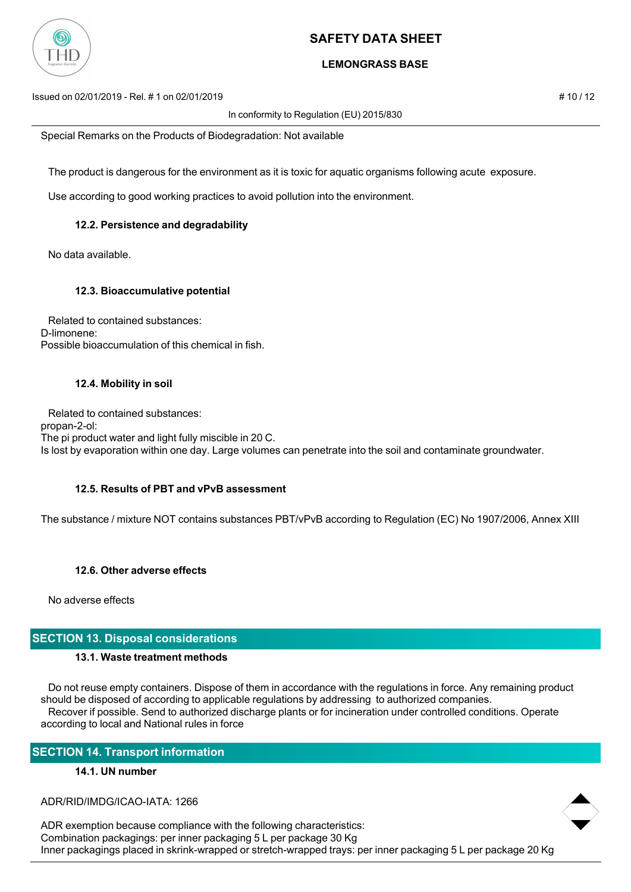Special Remarks on the Products of Biodegradation: Not available

The product is dangerous for the environment as it is toxic for aquatic organisms following acute exposure.

Use according to good working practices to avoid pollution into the environment.

### 12.2. Persistence and degradability

No data available.

### 12.3. Bioaccumulative potential

Related to contained substances:
D-limonene:
Possible bioaccumulation of this chemical in fish.

### 12.4. Mobility in soil

Related to contained substances:
propan-2-ol:
The pi product water and light fully miscible in 20 C.
Is lost by evaporation within one day. Large volumes can penetrate into the soil and contaminate groundwater.

### 12.5. Results of PBT and vPvB assessment

The substance / mixture NOT contains substances PBT/vPvB according to Regulation (EC) No 1907/2006, Annex XIII

### 12.6. Other adverse effects

No adverse effects

## SECTION 13. Disposal considerations

### 13.1. Waste treatment methods

Do not reuse empty containers. Dispose of them in accordance with the regulations in force. Any remaining product should be disposed of according to applicable regulations by addressing to authorized companies.
Recover if possible. Send to authorized discharge plants or for incineration under controlled conditions. Operate according to local and National rules in force

## SECTION 14. Transport information

### 14.1. UN number

ADR/RID/IMDG/ICAO-IATA: 1266

ADR exemption because compliance with the following characteristics:
Combination packagings: per inner packaging 5 L per package 30 Kg
Inner packagings placed in skrink-wrapped or stretch-wrapped trays: per inner packaging 5 L per package 20 Kg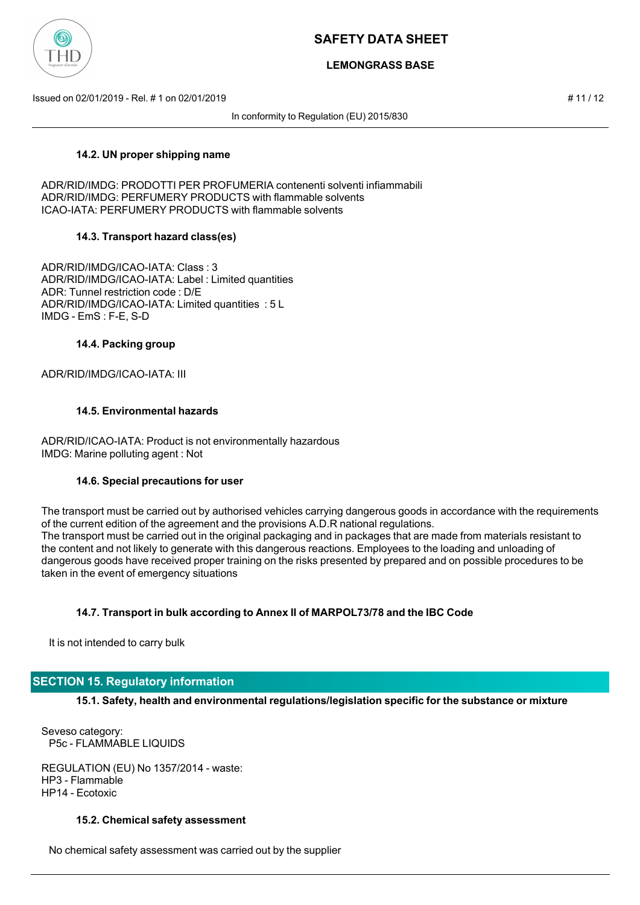#### 14.2. UN proper shipping name

ADR/RID/IMDG: PRODOTTI PER PROFUMERIA contenenti solventi infiammabili
ADR/RID/IMDG: PERFUMERY PRODUCTS with flammable solvents
ICAO-IATA: PERFUMERY PRODUCTS with flammable solvents

#### 14.3. Transport hazard class(es)

ADR/RID/IMDG/ICAO-IATA: Class : 3
ADR/RID/IMDG/ICAO-IATA: Label : Limited quantities
ADR: Tunnel restriction code : D/E
ADR/RID/IMDG/ICAO-IATA: Limited quantities : 5 L
IMDG - EmS : F-E, S-D

#### 14.4. Packing group

ADR/RID/IMDG/ICAO-IATA: III

#### 14.5. Environmental hazards

ADR/RID/ICAO-IATA: Product is not environmentally hazardous
IMDG: Marine polluting agent : Not

#### 14.6. Special precautions for user

The transport must be carried out by authorised vehicles carrying dangerous goods in accordance with the requirements of the current edition of the agreement and the provisions A.D.R national regulations.
The transport must be carried out in the original packaging and in packages that are made from materials resistant to the content and not likely to generate with this dangerous reactions. Employees to the loading and unloading of dangerous goods have received proper training on the risks presented by prepared and on possible procedures to be taken in the event of emergency situations

#### 14.7. Transport in bulk according to Annex II of MARPOL73/78 and the IBC Code

It is not intended to carry bulk

## SECTION 15. Regulatory information

#### 15.1. Safety, health and environmental regulations/legislation specific for the substance or mixture

Seveso category:
P5c - FLAMMABLE LIQUIDS

REGULATION (EU) No 1357/2014 - waste:
HP3 - Flammable
HP14 - Ecotoxic

#### 15.2. Chemical safety assessment

No chemical safety assessment was carried out by the supplier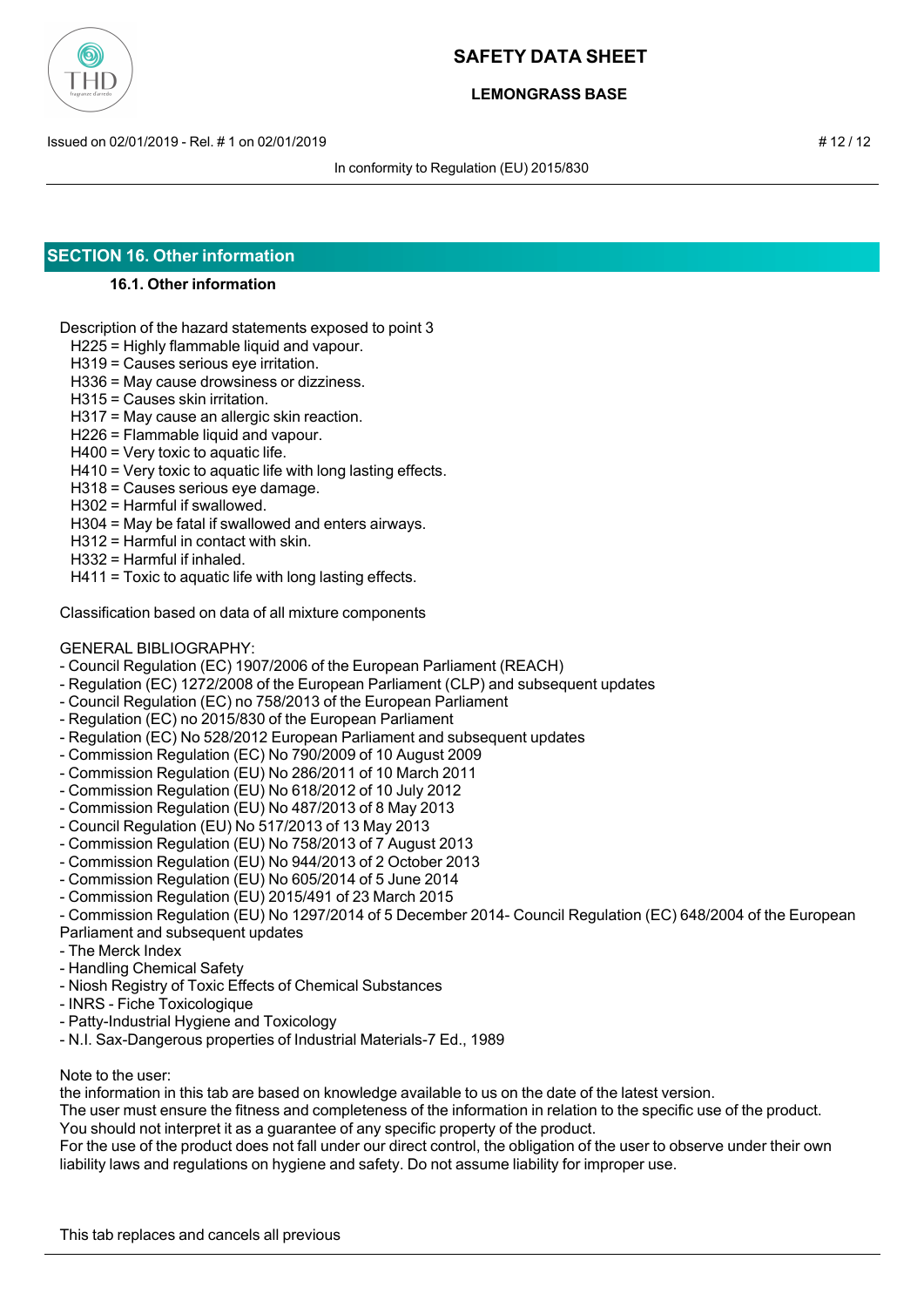## SECTION 16. Other information

### 16.1. Other information

Description of the hazard statements exposed to point 3

H225 = Highly flammable liquid and vapour.
H319 = Causes serious eye irritation.
H336 = May cause drowsiness or dizziness.
H315 = Causes skin irritation.
H317 = May cause an allergic skin reaction.
H226 = Flammable liquid and vapour.
H400 = Very toxic to aquatic life.
H410 = Very toxic to aquatic life with long lasting effects.
H318 = Causes serious eye damage.
H302 = Harmful if swallowed.
H304 = May be fatal if swallowed and enters airways.
H312 = Harmful in contact with skin.
H332 = Harmful if inhaled.
H411 = Toxic to aquatic life with long lasting effects.

Classification based on data of all mixture components

GENERAL BIBLIOGRAPHY:

- Council Regulation (EC) 1907/2006 of the European Parliament (REACH)
- Regulation (EC) 1272/2008 of the European Parliament (CLP) and subsequent updates
- Council Regulation (EC) no 758/2013 of the European Parliament
- Regulation (EC) no 2015/830 of the European Parliament
- Regulation (EC) No 528/2012 European Parliament and subsequent updates
- Commission Regulation (EC) No 790/2009 of 10 August 2009
- Commission Regulation (EU) No 286/2011 of 10 March 2011
- Commission Regulation (EU) No 618/2012 of 10 July 2012
- Commission Regulation (EU) No 487/2013 of 8 May 2013
- Council Regulation (EU) No 517/2013 of 13 May 2013
- Commission Regulation (EU) No 758/2013 of 7 August 2013
- Commission Regulation (EU) No 944/2013 of 2 October 2013
- Commission Regulation (EU) No 605/2014 of 5 June 2014
- Commission Regulation (EU) 2015/491 of 23 March 2015
- Commission Regulation (EU) No 1297/2014 of 5 December 2014- Council Regulation (EC) 648/2004 of the European Parliament and subsequent updates
- The Merck Index
- Handling Chemical Safety
- Niosh Registry of Toxic Effects of Chemical Substances
- INRS - Fiche Toxicologique
- Patty-Industrial Hygiene and Toxicology
- N.I. Sax-Dangerous properties of Industrial Materials-7 Ed., 1989

Note to the user:
the information in this tab are based on knowledge available to us on the date of the latest version.
The user must ensure the fitness and completeness of the information in relation to the specific use of the product.
You should not interpret it as a guarantee of any specific property of the product.
For the use of the product does not fall under our direct control, the obligation of the user to observe under their own liability laws and regulations on hygiene and safety. Do not assume liability for improper use.

This tab replaces and cancels all previous